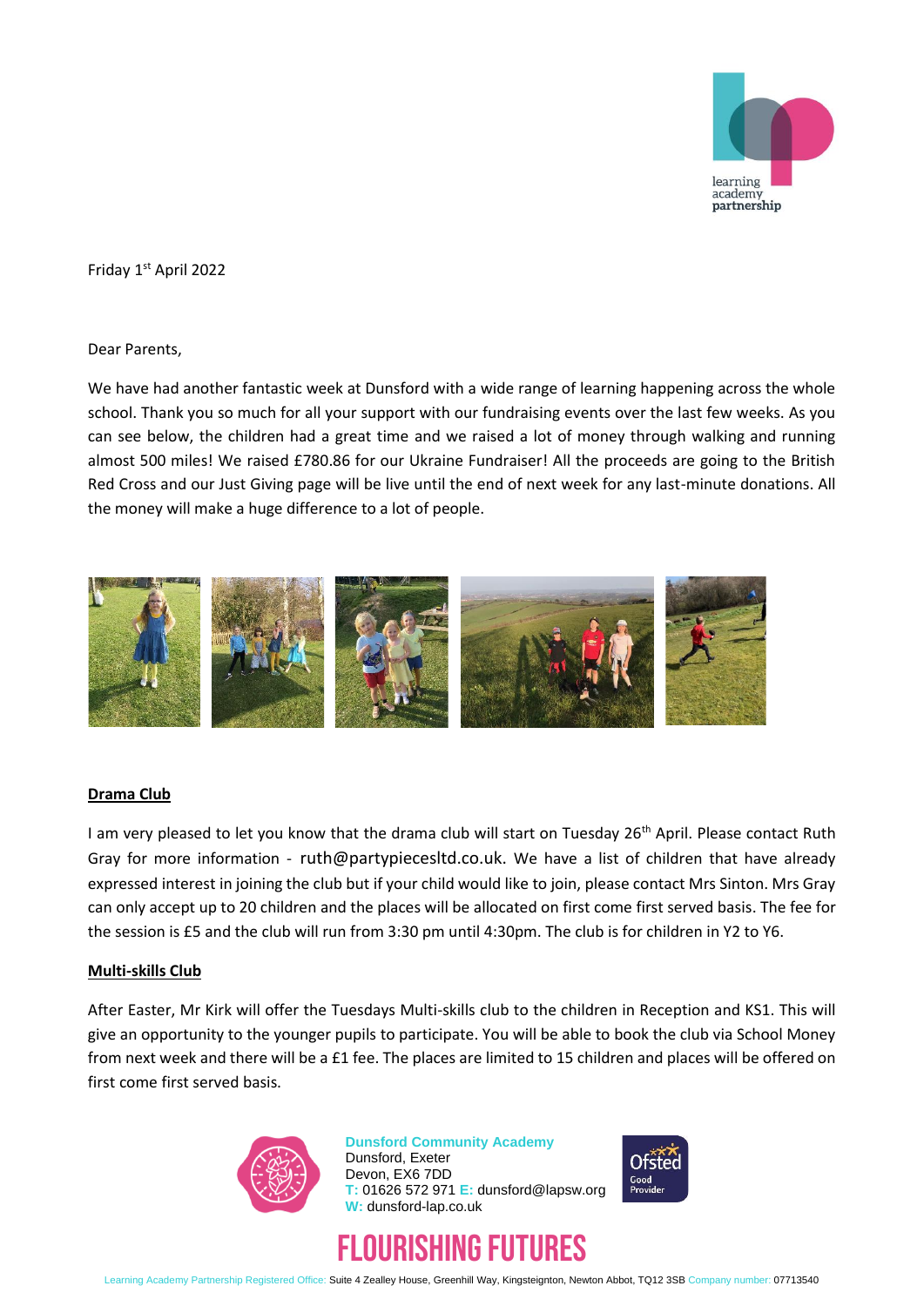Friday 1st April 2022

Dear Parents,

We have had another fantastic week at Dunsford with a wide range of learning happening across the whole school. Thank you so much for all your support with our fundraising events over the last few weeks. As you can see below, the children had a great time and we raised a lot of money through walking and running almost 500 miles! We raised £780.86 for our Ukraine Fundraiser! All the proceeds are going to the British Red Cross and our Just Giving page will be live until the end of next week for any last-minute donations. All the money will make a huge difference to a lot of people.

**Drama Club**

I am very pleased to let you know that the drama club will start on Tuesday 26th April. Please contact Ruth Gray for more information - ruth@partypiecesltd.co.uk. We have a list of children that have already expressed interest in joining the club but if your child would like to join, please contact Mrs Sinton. Mrs Gray can only accept up to 20 children and the places will be allocated on first come first served basis. The fee for the session is £5 and the club will run from 3:30 pm until 4:30pm. The club is for children in Y2 to Y6.

**Multi-skills Club**

After Easter, Mr Kirk will offer the Tuesdays Multi-skills club to the children in Reception and KS1. This will give an opportunity to the younger pupils to participate. You will be able to book the club via School Money from next week and there will be a £1 fee. The places are limited to 15 children and places will be offered on first come first served basis.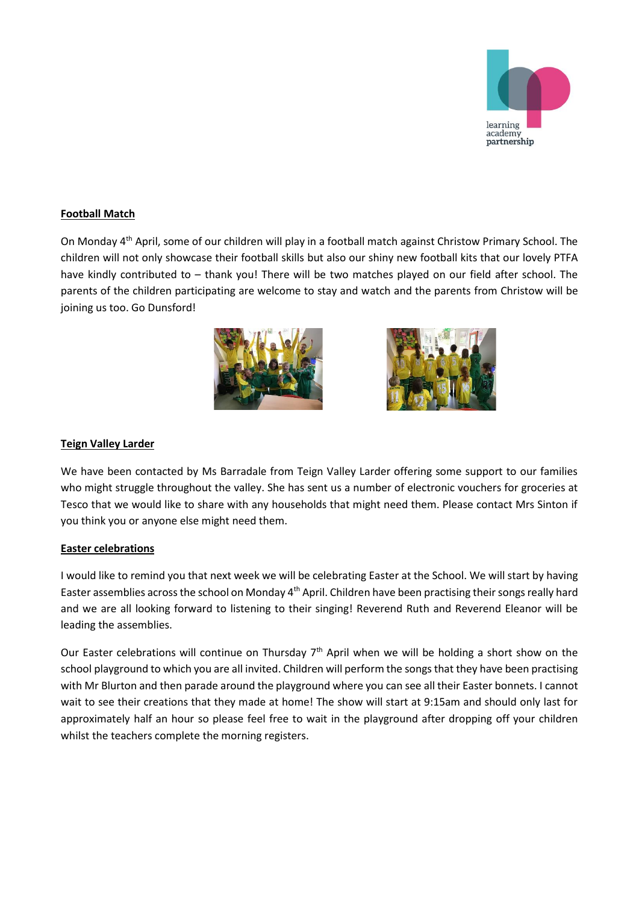**Football Match**

On Monday 4th April, some of our children will play in a football match against Christow Primary School. The children will not only showcase their football skills but also our shiny new football kits that our lovely PTFA have kindly contributed to – thank you! There will be two matches played on our field after school. The parents of the children participating are welcome to stay and watch and the parents from Christow will be joining us too. Go Dunsford!

**Teign Valley Larder**

We have been contacted by Ms Barradale from Teign Valley Larder offering some support to our families who might struggle throughout the valley. She has sent us a number of electronic vouchers for groceries at Tesco that we would like to share with any households that might need them. Please contact Mrs Sinton if you think you or anyone else might need them.

**Easter celebrations**

I would like to remind you that next week we will be celebrating Easter at the School. We will start by having Easter assemblies across the school on Monday 4th April. Children have been practising their songs really hard and we are all looking forward to listening to their singing! Reverend Ruth and Reverend Eleanor will be leading the assemblies.

Our Easter celebrations will continue on Thursday 7th April when we will be holding a short show on the school playground to which you are all invited. Children will perform the songs that they have been practising with Mr Blurton and then parade around the playground where you can see all their Easter bonnets. I cannot wait to see their creations that they made at home! The show will start at 9:15am and should only last for approximately half an hour so please feel free to wait in the playground after dropping off your children whilst the teachers complete the morning registers.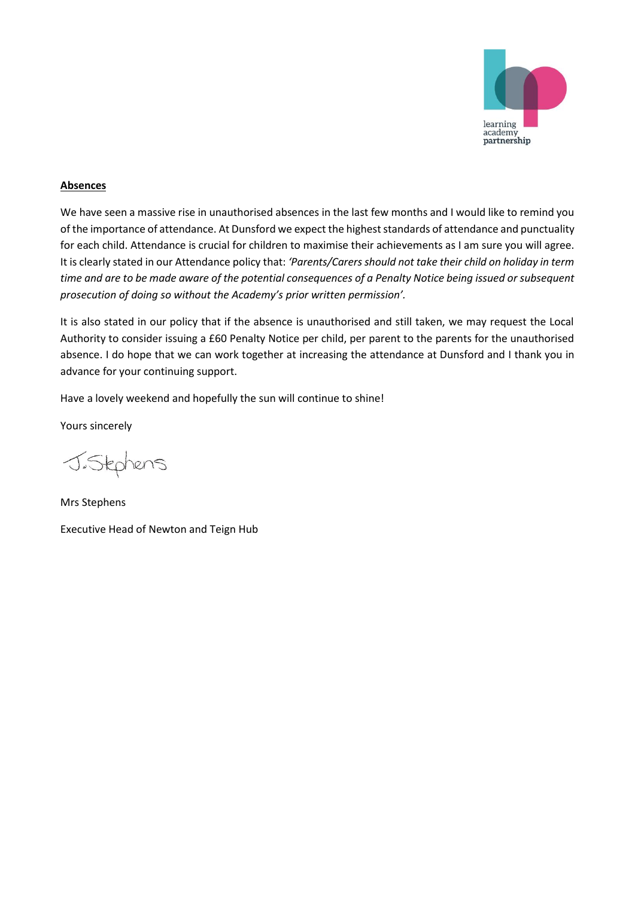**Absences**

We have seen a massive rise in unauthorised absences in the last few months and I would like to remind you of the importance of attendance. At Dunsford we expect the highest standards of attendance and punctuality for each child. Attendance is crucial for children to maximise their achievements as I am sure you will agree. It is clearly stated in our Attendance policy that: *'Parents/Carers should not take their child on holiday in term time and are to be made aware of the potential consequences of a Penalty Notice being issued or subsequent prosecution of doing so without the Academy's prior written permission'.*

It is also stated in our policy that if the absence is unauthorised and still taken, we may request the Local Authority to consider issuing a £60 Penalty Notice per child, per parent to the parents for the unauthorised absence. I do hope that we can work together at increasing the attendance at Dunsford and I thank you in advance for your continuing support.

Have a lovely weekend and hopefully the sun will continue to shine!

Yours sincerely

J.Stephens

Mrs Stephens

Executive Head of Newton and Teign Hub